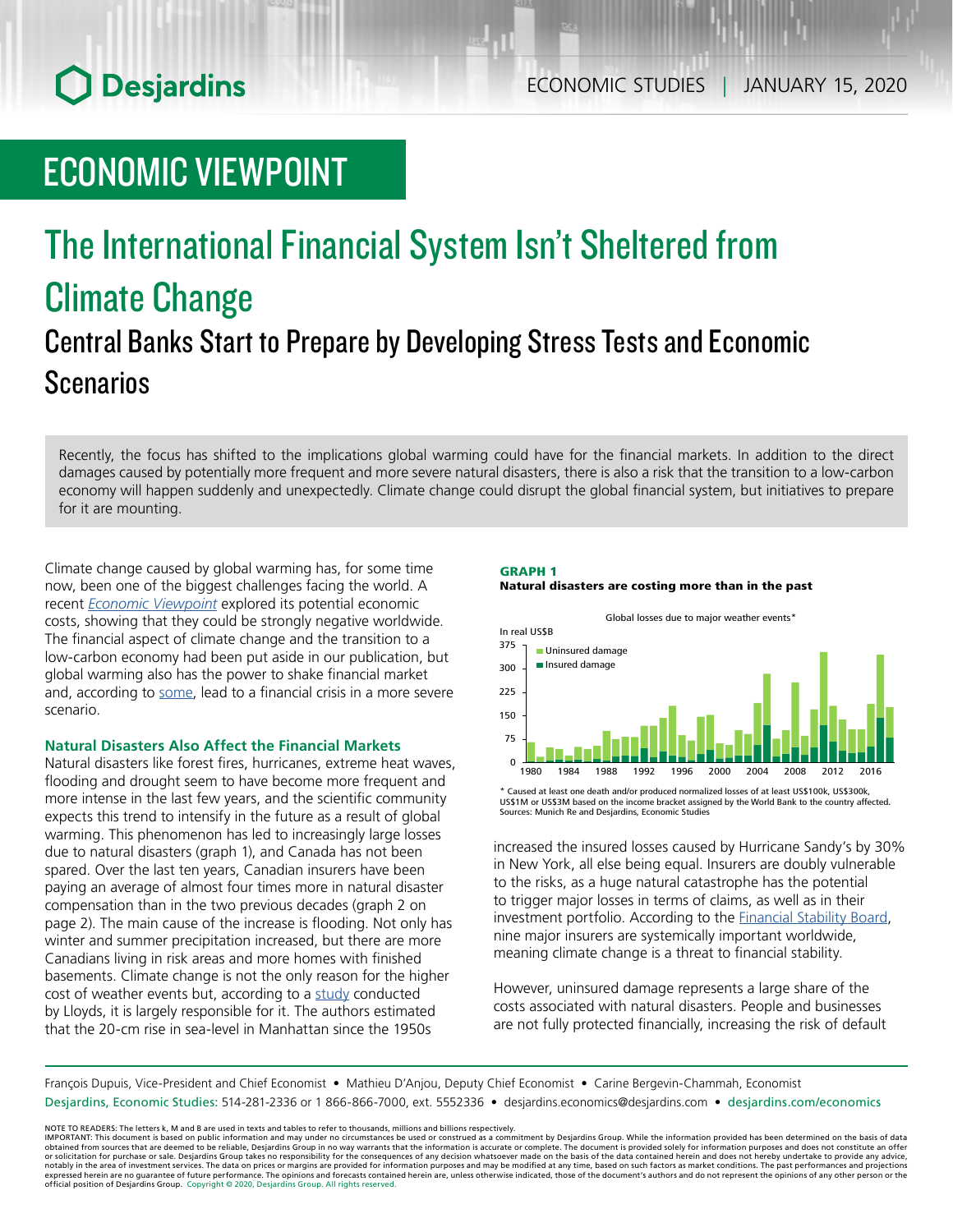# ECONOMIC VIEWPOINT

# The International Financial System Isn't Sheltered from Climate Change

## Central Banks Start to Prepare by Developing Stress Tests and Economic Scenarios

Recently, the focus has shifted to the implications global warming could have for the financial markets. In addition to the direct damages caused by potentially more frequent and more severe natural disasters, there is also a risk that the transition to a low-carbon economy will happen suddenly and unexpectedly. Climate change could disrupt the global financial system, but initiatives to prepare for it are mounting.

Climate change caused by global warming has, for some time now, been one of the biggest challenges facing the world. A recent *Economic Viewpoint* explored its potential economic costs, showing that they could be strongly negative worldwide. The financial aspect of climate change and the transition to a low-carbon economy had been put aside in our publication, but global warming also has the power to shake financial market and, according to some, lead to a financial crisis in a more severe scenario.

### Natural Disasters Also Affect the Financial Markets

Natural disasters like forest fires, hurricanes, extreme heat waves, flooding and drought seem to have become more frequent and more intense in the last few years, and the scientific community expects this trend to intensify in the future as a result of global warming. This phenomenon has led to increasingly large losses due to natural disasters (graph 1), and Canada has not been spared. Over the last ten years, Canadian insurers have been paying an average of almost four times more in natural disaster compensation than in the two previous decades (graph 2 on page 2). The main cause of the increase is flooding. Not only has winter and summer precipitation increased, but there are more Canadians living in risk areas and more homes with finished basements. Climate change is not the only reason for the higher cost of weather events but, according to a study conducted by Lloyds, it is largely responsible for it. The authors estimated that the 20-cm rise in sea-level in Manhattan since the 1950s increased the insured losses caused by Hurricane Sandy's by 30% in New York, all else being equal. Insurers are doubly vulnerable to the risks, as a huge natural catastrophe has the potential to trigger major losses in terms of claims, as well as in their investment portfolio. According to the Financial Stability Board, nine major insurers are systemically important worldwide, meaning climate change is a threat to financial stability.

**GRAPH 1**
**Natural disasters are costing more than in the past**

Global losses due to major weather events*

In real US$B

Legend: Uninsured damage; Insured damage

\* Caused at least one death and/or produced normalized losses of at least US$100k, US$300k, US$1M or US$3M based on the income bracket assigned by the World Bank to the country affected.
Sources: Munich Re and Desjardins, Economic Studies

However, uninsured damage represents a large share of the costs associated with natural disasters. People and businesses are not fully protected financially, increasing the risk of default

François Dupuis, Vice-President and Chief Economist • Mathieu D'Anjou, Deputy Chief Economist • Carine Bergevin-Chammah, Economist
Desjardins, Economic Studies: 514-281-2336 or 1 866-866-7000, ext. 5552336 • desjardins.economics@desjardins.com • desjardins.com/economics

NOTE TO READERS: The letters k, M and B are used in texts and tables to refer to thousands, millions and billions respectively.
IMPORTANT: This document is based on public information and may under no circumstances be used or construed as a commitment by Desjardins Group. While the information provided has been determined on the basis of data obtained from sources that are deemed to be reliable, Desjardins Group in no way warrants that the information is accurate or complete. The document is provided solely for information purposes and does not constitute an offer or solicitation for purchase or sale. Desjardins Group takes no responsibility for the consequences of any decision whatsoever made on the basis of the data contained herein and does not hereby undertake to provide any advice, notably in the area of investment services. The data on prices or margins are provided for information purposes and may be modified at any time, based on such factors as market conditions. The past performances and projections expressed herein are no guarantee of future performance. The opinions and forecasts contained herein are, unless otherwise indicated, those of the document's authors and do not represent the opinions of any other person or the official position of Desjardins Group. Copyright © 2020, Desjardins Group. All rights reserved.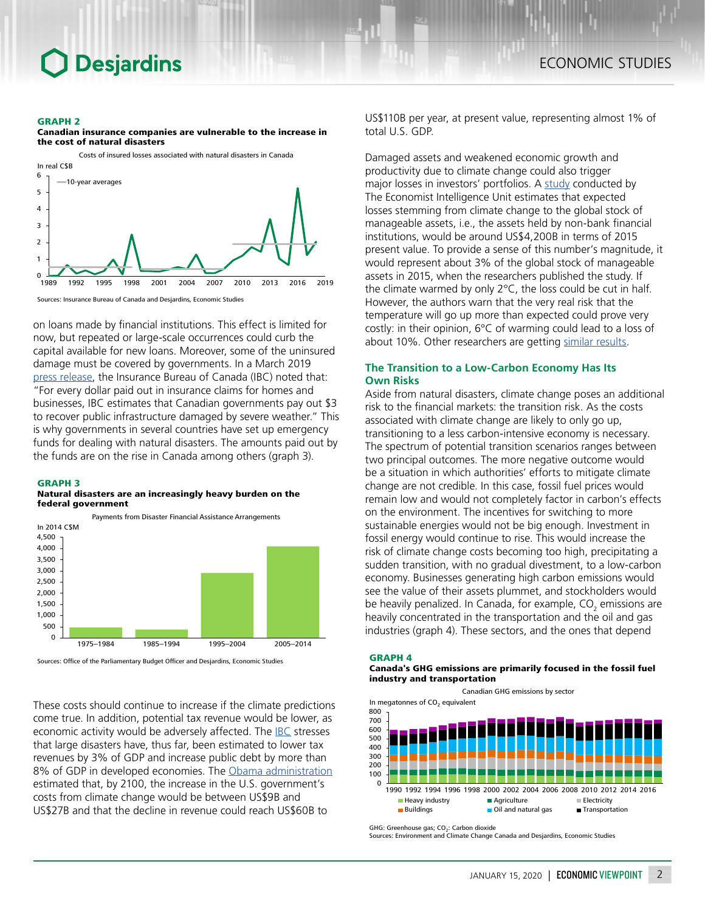**GRAPH 2**
**Canadian insurance companies are vulnerable to the increase in the cost of natural disasters**

Costs of insured losses associated with natural disasters in Canada

Sources: Insurance Bureau of Canada and Desjardins, Economic Studies

on loans made by financial institutions. This effect is limited for now, but repeated or large-scale occurrences could curb the capital available for new loans. Moreover, some of the uninsured damage must be covered by governments. In a March 2019 press release, the Insurance Bureau of Canada (IBC) noted that: "For every dollar paid out in insurance claims for homes and businesses, IBC estimates that Canadian governments pay out $3 to recover public infrastructure damaged by severe weather." This is why governments in several countries have set up emergency funds for dealing with natural disasters. The amounts paid out by the funds are on the rise in Canada among others (graph 3).

**GRAPH 3**
**Natural disasters are an increasingly heavy burden on the federal government**

Payments from Disaster Financial Assistance Arrangements

Sources: Office of the Parliamentary Budget Officer and Desjardins, Economic Studies

These costs should continue to increase if the climate predictions come true. In addition, potential tax revenue would be lower, as economic activity would be adversely affected. The IBC stresses that large disasters have, thus far, been estimated to lower tax revenues by 3% of GDP and increase public debt by more than 8% of GDP in developed economies. The Obama administration estimated that, by 2100, the increase in the U.S. government's costs from climate change would be between US$9B and US$27B and that the decline in revenue could reach US$60B to US$110B per year, at present value, representing almost 1% of total U.S. GDP.

Damaged assets and weakened economic growth and productivity due to climate change could also trigger major losses in investors' portfolios. A study conducted by The Economist Intelligence Unit estimates that expected losses stemming from climate change to the global stock of manageable assets, i.e., the assets held by non-bank financial institutions, would be around US$4,200B in terms of 2015 present value. To provide a sense of this number's magnitude, it would represent about 3% of the global stock of manageable assets in 2015, when the researchers published the study. If the climate warmed by only 2°C, the loss could be cut in half. However, the authors warn that the very real risk that the temperature will go up more than expected could prove very costly: in their opinion, 6°C of warming could lead to a loss of about 10%. Other researchers are getting similar results.

## The Transition to a Low-Carbon Economy Has Its Own Risks

Aside from natural disasters, climate change poses an additional risk to the financial markets: the transition risk. As the costs associated with climate change are likely to only go up, transitioning to a less carbon-intensive economy is necessary. The spectrum of potential transition scenarios ranges between two principal outcomes. The more negative outcome would be a situation in which authorities' efforts to mitigate climate change are not credible. In this case, fossil fuel prices would remain low and would not completely factor in carbon's effects on the environment. The incentives for switching to more sustainable energies would not be big enough. Investment in fossil energy would continue to rise. This would increase the risk of climate change costs becoming too high, precipitating a sudden transition, with no gradual divestment, to a low-carbon economy. Businesses generating high carbon emissions would see the value of their assets plummet, and stockholders would be heavily penalized. In Canada, for example, $CO_2$ emissions are heavily concentrated in the transportation and the oil and gas industries (graph 4). These sectors, and the ones that depend

**GRAPH 4**
**Canada's GHG emissions are primarily focused in the fossil fuel industry and transportation**

Canadian GHG emissions by sector

GHG: Greenhouse gas; $CO_2$: Carbon dioxide
Sources: Environment and Climate Change Canada and Desjardins, Economic Studies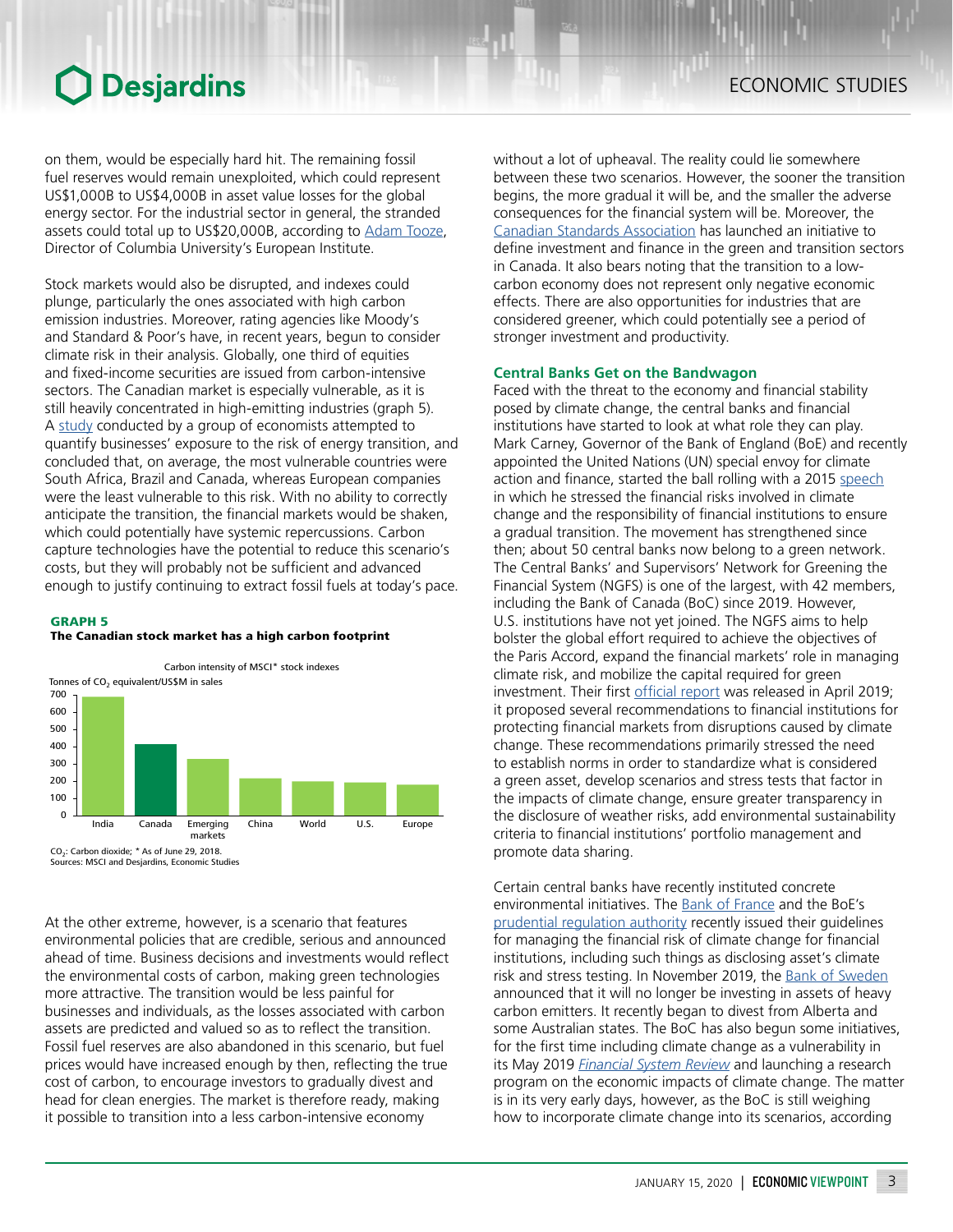on them, would be especially hard hit. The remaining fossil fuel reserves would remain unexploited, which could represent US$1,000B to US$4,000B in asset value losses for the global energy sector. For the industrial sector in general, the stranded assets could total up to US$20,000B, according to Adam Tooze, Director of Columbia University's European Institute.

Stock markets would also be disrupted, and indexes could plunge, particularly the ones associated with high carbon emission industries. Moreover, rating agencies like Moody's and Standard & Poor's have, in recent years, begun to consider climate risk in their analysis. Globally, one third of equities and fixed-income securities are issued from carbon-intensive sectors. The Canadian market is especially vulnerable, as it is still heavily concentrated in high-emitting industries (graph 5). A study conducted by a group of economists attempted to quantify businesses' exposure to the risk of energy transition, and concluded that, on average, the most vulnerable countries were South Africa, Brazil and Canada, whereas European companies were the least vulnerable to this risk. With no ability to correctly anticipate the transition, the financial markets would be shaken, which could potentially have systemic repercussions. Carbon capture technologies have the potential to reduce this scenario's costs, but they will probably not be sufficient and advanced enough to justify continuing to extract fossil fuels at today's pace.

**GRAPH 5**
**The Canadian stock market has a high carbon footprint**

Carbon intensity of MSCI* stock indexes

| | Tonnes of $CO_2$ equivalent/US$M in sales (approx.) |
|---|---|
| India | ~680 |
| Canada | ~415 |
| Emerging markets | ~330 |
| China | ~220 |
| World | ~200 |
| U.S. | ~195 |
| Europe | ~180 |

$CO_2$: Carbon dioxide; * As of June 29, 2018.
Sources: MSCI and Desjardins, Economic Studies

At the other extreme, however, is a scenario that features environmental policies that are credible, serious and announced ahead of time. Business decisions and investments would reflect the environmental costs of carbon, making green technologies more attractive. The transition would be less painful for businesses and individuals, as the losses associated with carbon assets are predicted and valued so as to reflect the transition. Fossil fuel reserves are also abandoned in this scenario, but fuel prices would have increased enough by then, reflecting the true cost of carbon, to encourage investors to gradually divest and head for clean energies. The market is therefore ready, making it possible to transition into a less carbon-intensive economy without a lot of upheaval. The reality could lie somewhere between these two scenarios. However, the sooner the transition begins, the more gradual it will be, and the smaller the adverse consequences for the financial system will be. Moreover, the Canadian Standards Association has launched an initiative to define investment and finance in the green and transition sectors in Canada. It also bears noting that the transition to a low-carbon economy does not represent only negative economic effects. There are also opportunities for industries that are considered greener, which could potentially see a period of stronger investment and productivity.

### Central Banks Get on the Bandwagon

Faced with the threat to the economy and financial stability posed by climate change, the central banks and financial institutions have started to look at what role they can play. Mark Carney, Governor of the Bank of England (BoE) and recently appointed the United Nations (UN) special envoy for climate action and finance, started the ball rolling with a 2015 speech in which he stressed the financial risks involved in climate change and the responsibility of financial institutions to ensure a gradual transition. The movement has strengthened since then; about 50 central banks now belong to a green network. The Central Banks' and Supervisors' Network for Greening the Financial System (NGFS) is one of the largest, with 42 members, including the Bank of Canada (BoC) since 2019. However, U.S. institutions have not yet joined. The NGFS aims to help bolster the global effort required to achieve the objectives of the Paris Accord, expand the financial markets' role in managing climate risk, and mobilize the capital required for green investment. Their first official report was released in April 2019; it proposed several recommendations to financial institutions for protecting financial markets from disruptions caused by climate change. These recommendations primarily stressed the need to establish norms in order to standardize what is considered a green asset, develop scenarios and stress tests that factor in the impacts of climate change, ensure greater transparency in the disclosure of weather risks, add environmental sustainability criteria to financial institutions' portfolio management and promote data sharing.

Certain central banks have recently instituted concrete environmental initiatives. The Bank of France and the BoE's prudential regulation authority recently issued their guidelines for managing the financial risk of climate change for financial institutions, including such things as disclosing asset's climate risk and stress testing. In November 2019, the Bank of Sweden announced that it will no longer be investing in assets of heavy carbon emitters. It recently began to divest from Alberta and some Australian states. The BoC has also begun some initiatives, for the first time including climate change as a vulnerability in its May 2019 *Financial System Review* and launching a research program on the economic impacts of climate change. The matter is in its very early days, however, as the BoC is still weighing how to incorporate climate change into its scenarios, according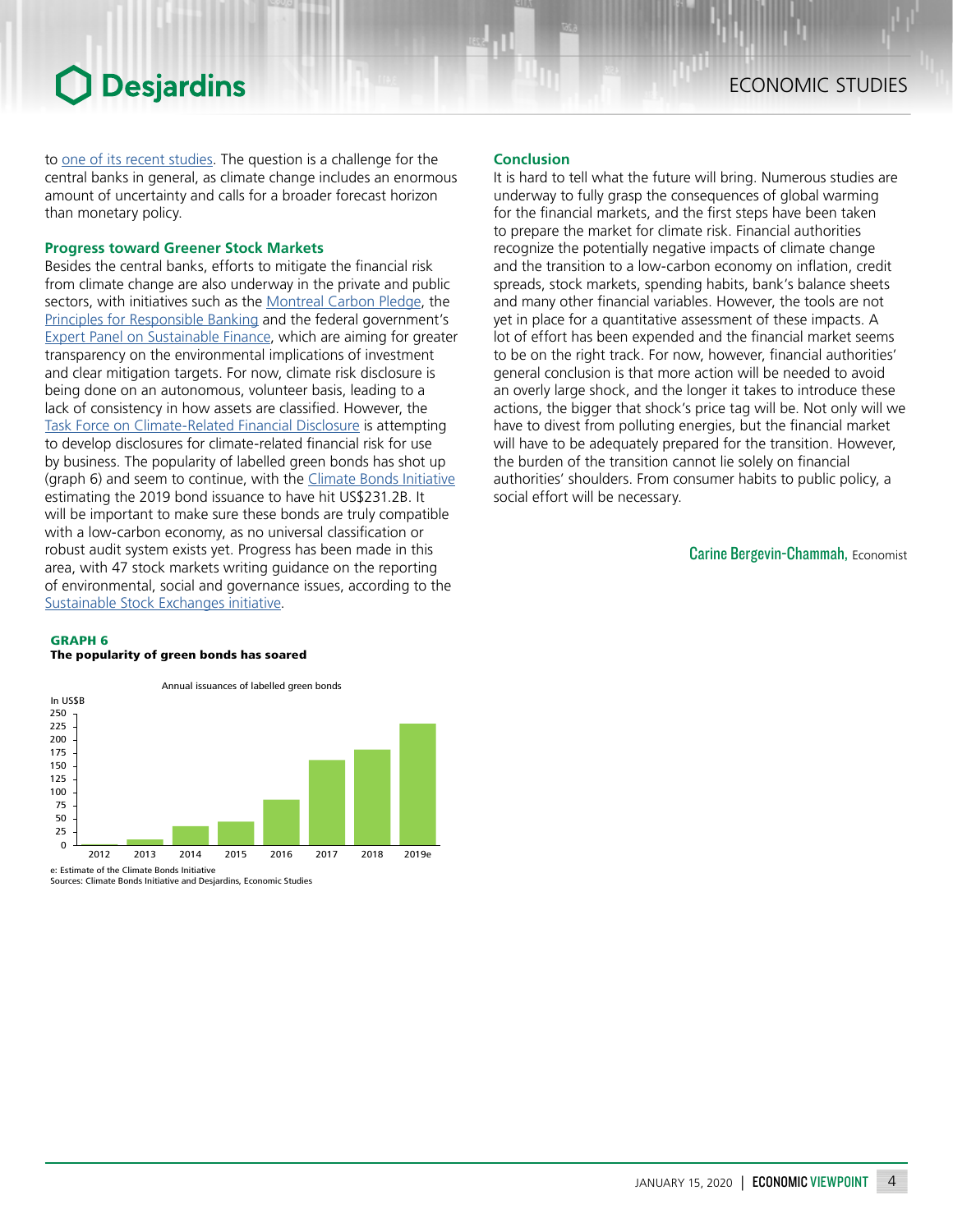to one of its recent studies. The question is a challenge for the central banks in general, as climate change includes an enormous amount of uncertainty and calls for a broader forecast horizon than monetary policy.

### Progress toward Greener Stock Markets

Besides the central banks, efforts to mitigate the financial risk from climate change are also underway in the private and public sectors, with initiatives such as the Montreal Carbon Pledge, the Principles for Responsible Banking and the federal government's Expert Panel on Sustainable Finance, which are aiming for greater transparency on the environmental implications of investment and clear mitigation targets. For now, climate risk disclosure is being done on an autonomous, volunteer basis, leading to a lack of consistency in how assets are classified. However, the Task Force on Climate-Related Financial Disclosure is attempting to develop disclosures for climate-related financial risk for use by business. The popularity of labelled green bonds has shot up (graph 6) and seem to continue, with the Climate Bonds Initiative estimating the 2019 bond issuance to have hit US$231.2B. It will be important to make sure these bonds are truly compatible with a low-carbon economy, as no universal classification or robust audit system exists yet. Progress has been made in this area, with 47 stock markets writing guidance on the reporting of environmental, social and governance issues, according to the Sustainable Stock Exchanges initiative.

**GRAPH 6**
**The popularity of green bonds has soared**

Annual issuances of labelled green bonds

In US$B

250
225
200
175
150
125
100
75
50
25
0

2012 2013 2014 2015 2016 2017 2018 2019e

e: Estimate of the Climate Bonds Initiative
Sources: Climate Bonds Initiative and Desjardins, Economic Studies

### Conclusion

It is hard to tell what the future will bring. Numerous studies are underway to fully grasp the consequences of global warming for the financial markets, and the first steps have been taken to prepare the market for climate risk. Financial authorities recognize the potentially negative impacts of climate change and the transition to a low-carbon economy on inflation, credit spreads, stock markets, spending habits, bank's balance sheets and many other financial variables. However, the tools are not yet in place for a quantitative assessment of these impacts. A lot of effort has been expended and the financial market seems to be on the right track. For now, however, financial authorities' general conclusion is that more action will be needed to avoid an overly large shock, and the longer it takes to introduce these actions, the bigger that shock's price tag will be. Not only will we have to divest from polluting energies, but the financial market will have to be adequately prepared for the transition. However, the burden of the transition cannot lie solely on financial authorities' shoulders. From consumer habits to public policy, a social effort will be necessary.

Carine Bergevin-Chammah, Economist